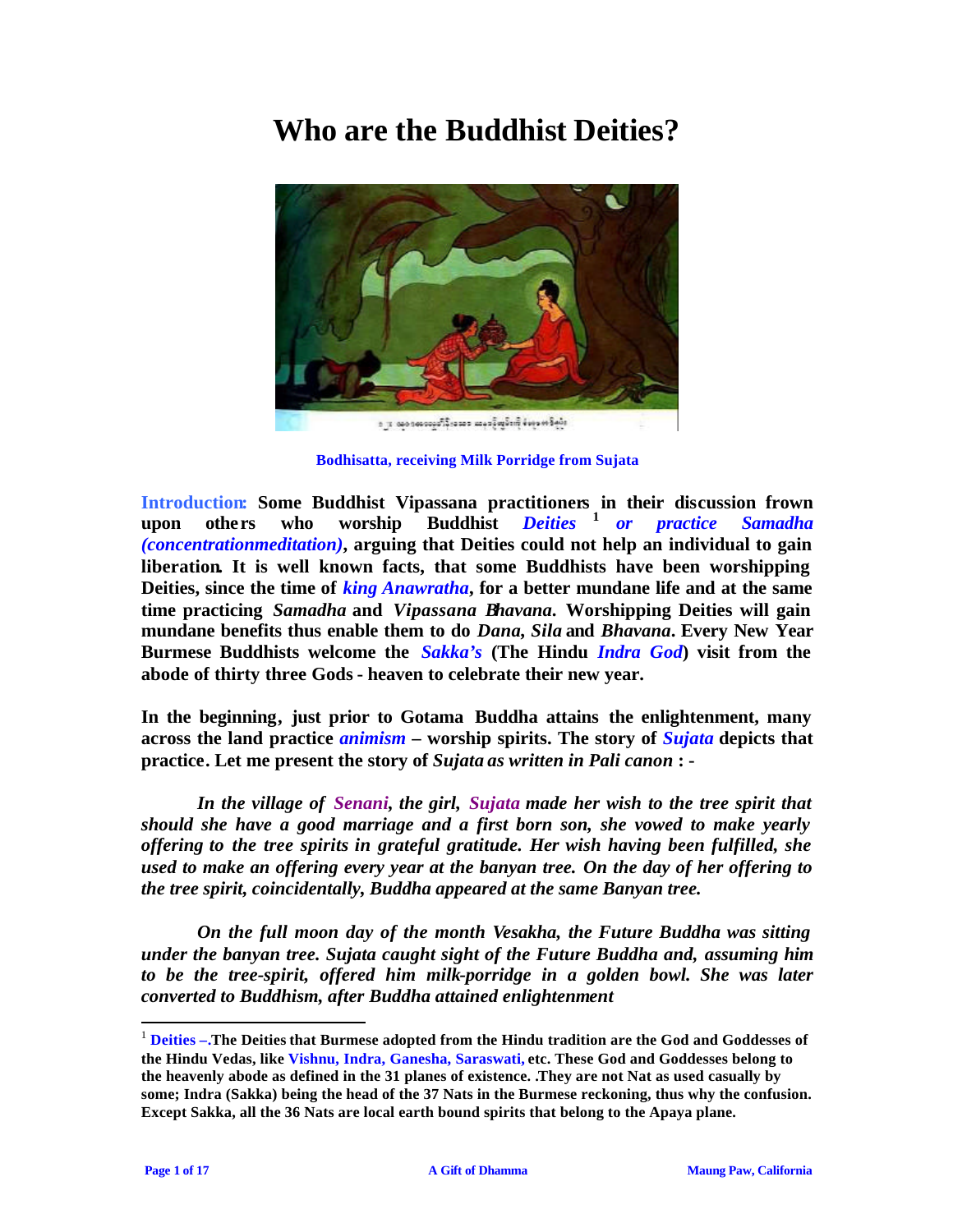# Who are the Buddhist Deities?

**Bodhisatta, receiving Milk Porridge from Sujata**

**Introduction: Some Buddhist Vipassana practitioners in their discussion frown upon others who worship Buddhist *Deities* [1] *or practice Samadha (concentrationmeditation)*, arguing that Deities could not help an individual to gain liberation. It is well known facts, that some Buddhists have been worshipping Deities, since the time of *king Anawratha*, for a better mundane life and at the same time practicing *Samadha* and *Vipassana Bhavana*. Worshipping Deities will gain mundane benefits thus enable them to do *Dana*, *Sila* and *Bhavana*. Every New Year Burmese Buddhists welcome the *Sakka's* (The Hindu *Indra God*) visit from the abode of thirty three Gods - heaven to celebrate their new year.**

**In the beginning, just prior to Gotama Buddha attains the enlightenment, many across the land practice *animism* – worship spirits. The story of *Sujata* depicts that practice. Let me present the story of *Sujata as written in Pali canon* : -**

***In the village of Senani, the girl, Sujata made her wish to the tree spirit that should she have a good marriage and a first born son, she vowed to make yearly offering to the tree spirits in grateful gratitude. Her wish having been fulfilled, she used to make an offering every year at the banyan tree. On the day of her offering to the tree spirit, coincidentally, Buddha appeared at the same Banyan tree.***

***On the full moon day of the month Vesakha, the Future Buddha was sitting under the banyan tree. Sujata caught sight of the Future Buddha and, assuming him to be the tree-spirit, offered him milk-porridge in a golden bowl. She was later converted to Buddhism, after Buddha attained enlightenment***

---

[1] **Deities –.The Deities that Burmese adopted from the Hindu tradition are the God and Goddesses of the Hindu Vedas, like Vishnu, Indra, Ganesha, Saraswati, etc. These God and Goddesses belong to the heavenly abode as defined in the 31 planes of existence. .They are not Nat as used casually by some; Indra (Sakka) being the head of the 37 Nats in the Burmese reckoning, thus why the confusion. Except Sakka, all the 36 Nats are local earth bound spirits that belong to the Apaya plane.**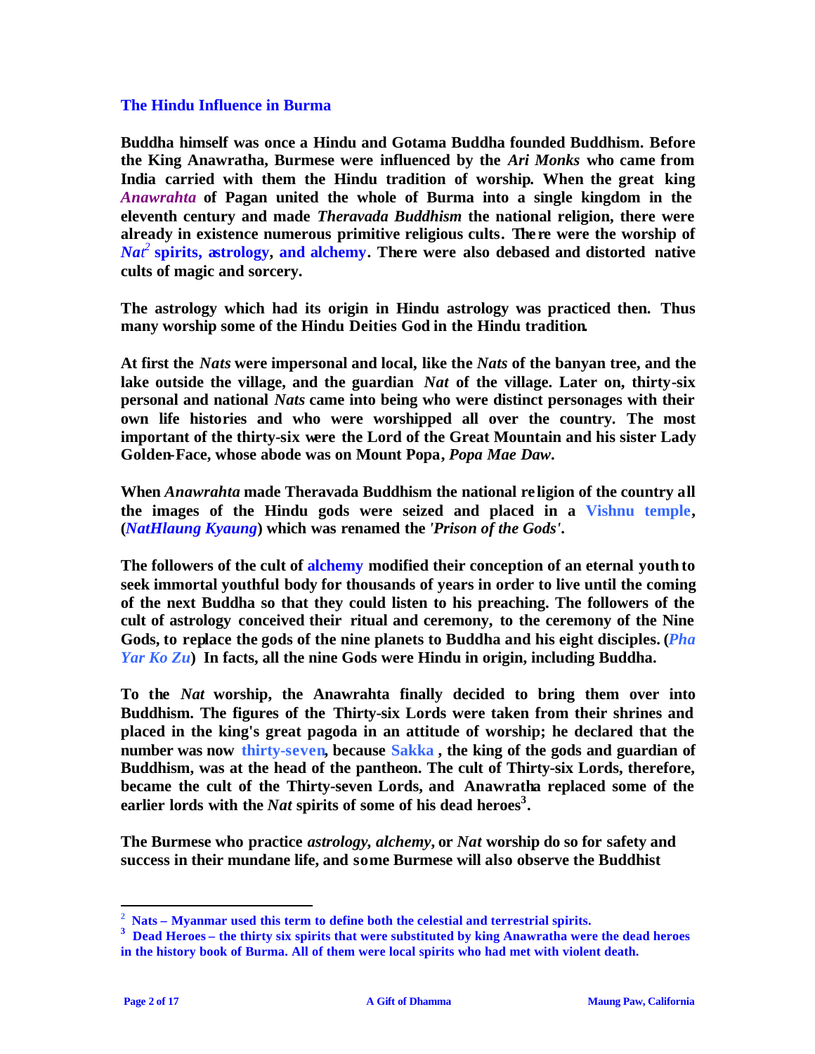## The Hindu Influence in Burma

**Buddha himself was once a Hindu and Gotama Buddha founded Buddhism. Before the King Anawratha, Burmese were influenced by the *Ari Monks* who came from India carried with them the Hindu tradition of worship. When the great king *Anawrahta* of Pagan united the whole of Burma into a single kingdom in the eleventh century and made *Theravada Buddhism* the national religion, there were already in existence numerous primitive religious cults. There were the worship of *Nat*[2] spirits, astrology, and alchemy. There were also debased and distorted native cults of magic and sorcery.**

**The astrology which had its origin in Hindu astrology was practiced then. Thus many worship some of the Hindu Deities God in the Hindu tradition.**

**At first the *Nats* were impersonal and local, like the *Nats* of the banyan tree, and the lake outside the village, and the guardian *Nat* of the village. Later on, thirty-six personal and national *Nats* came into being who were distinct personages with their own life histories and who were worshipped all over the country. The most important of the thirty-six were the Lord of the Great Mountain and his sister Lady Golden-Face, whose abode was on Mount Popa, *Popa Mae Daw*.**

**When *Anawrahta* made Theravada Buddhism the national religion of the country all the images of the Hindu gods were seized and placed in a Vishnu temple, (*NatHlaung Kyaung*) which was renamed the *'Prison of the Gods'*.**

**The followers of the cult of alchemy modified their conception of an eternal youth to seek immortal youthful body for thousands of years in order to live until the coming of the next Buddha so that they could listen to his preaching. The followers of the cult of astrology conceived their ritual and ceremony, to the ceremony of the Nine Gods, to replace the gods of the nine planets to Buddha and his eight disciples. (*Pha Yar Ko Zu*) In facts, all the nine Gods were Hindu in origin, including Buddha.**

**To the *Nat* worship, the Anawrahta finally decided to bring them over into Buddhism. The figures of the Thirty-six Lords were taken from their shrines and placed in the king's great pagoda in an attitude of worship; he declared that the number was now thirty-seven, because Sakka , the king of the gods and guardian of Buddhism, was at the head of the pantheon. The cult of Thirty-six Lords, therefore, became the cult of the Thirty-seven Lords, and Anawratha replaced some of the earlier lords with the *Nat* spirits of some of his dead heroes[3].**

**The Burmese who practice *astrology, alchemy*, or *Nat* worship do so for safety and success in their mundane life, and some Burmese will also observe the Buddhist**

---

[2] **Nats – Myanmar used this term to define both the celestial and terrestrial spirits.**

[3] **Dead Heroes – the thirty six spirits that were substituted by king Anawratha were the dead heroes in the history book of Burma. All of them were local spirits who had met with violent death.**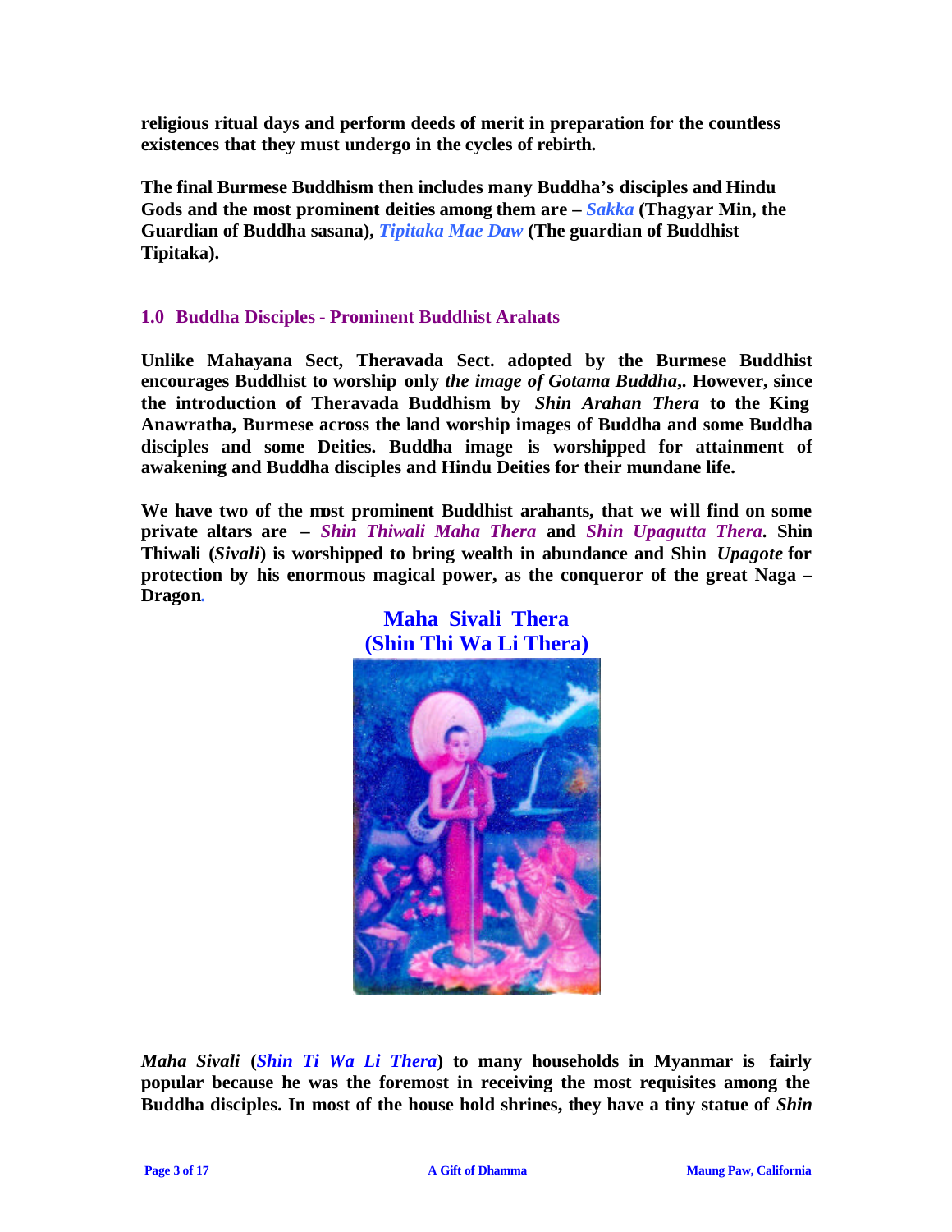**religious ritual days and perform deeds of merit in preparation for the countless existences that they must undergo in the cycles of rebirth.**

**The final Burmese Buddhism then includes many Buddha's disciples and Hindu Gods and the most prominent deities among them are –** ***Sakka*** **(Thagyar Min, the Guardian of Buddha sasana),** ***Tipitaka Mae Daw*** **(The guardian of Buddhist Tipitaka).**

## 1.0 Buddha Disciples - Prominent Buddhist Arahats

**Unlike Mahayana Sect, Theravada Sect. adopted by the Burmese Buddhist encourages Buddhist to worship only** ***the image of Gotama Buddha,*** **. However, since the introduction of Theravada Buddhism by** ***Shin Arahan Thera*** **to the King Anawratha, Burmese across the land worship images of Buddha and some Buddha disciples and some Deities. Buddha image is worshipped for attainment of awakening and Buddha disciples and Hindu Deities for their mundane life.**

**We have two of the most prominent Buddhist arahants, that we will find on some private altars are –** ***Shin Thiwali Maha Thera*** **and** ***Shin Upagutta Thera*****. Shin Thiwali (*****Sivali*****) is worshipped to bring wealth in abundance and Shin** ***Upagote*** **for protection by his enormous magical power, as the conqueror of the great Naga – Dragon.**

**Maha Sivali Thera**
**(Shin Thi Wa Li Thera)**

***Maha Sivali*** **(*****Shin Ti Wa Li Thera*****) to many households in Myanmar is fairly popular because he was the foremost in receiving the most requisites among the Buddha disciples. In most of the house hold shrines, they have a tiny statue of** ***Shin***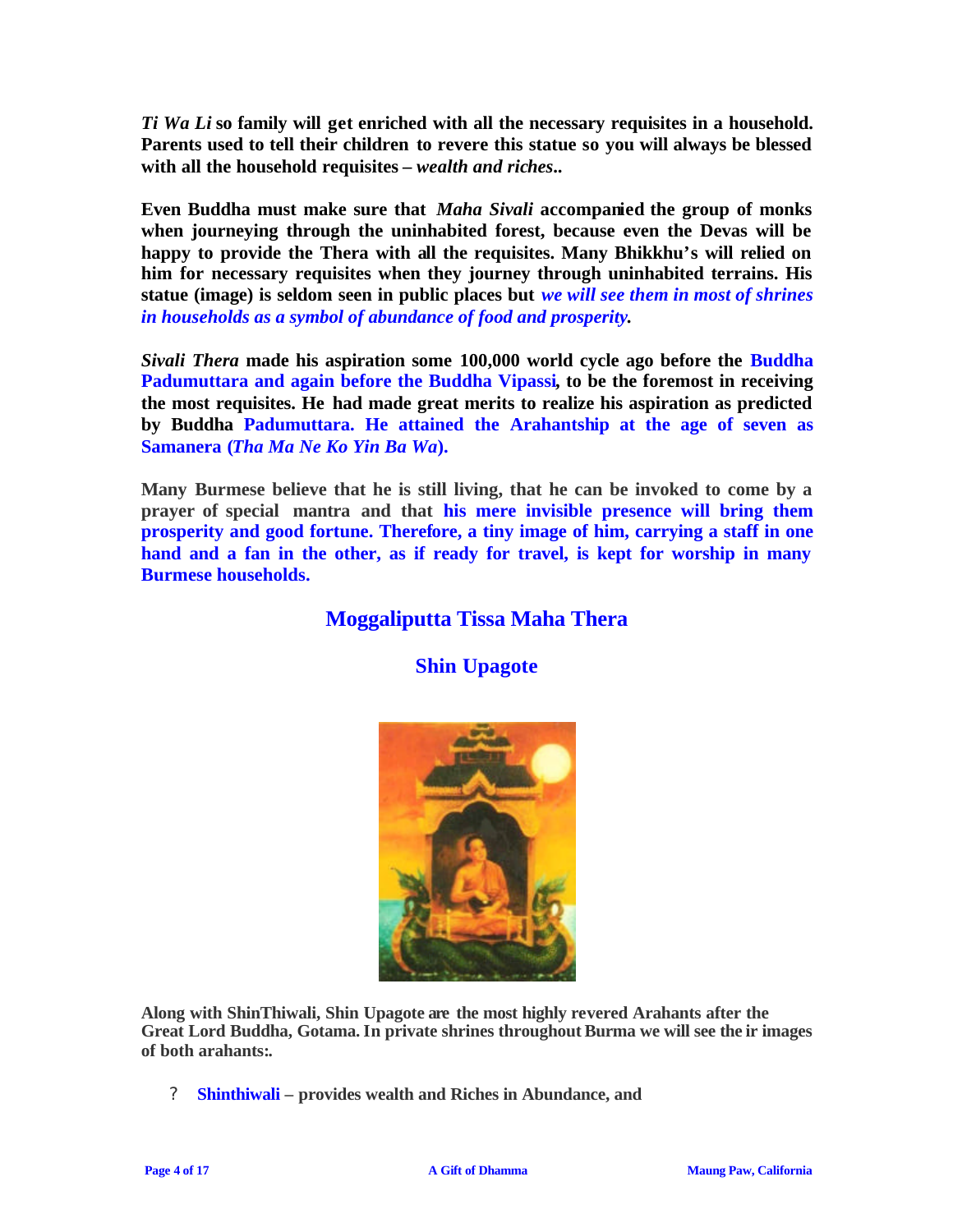***Ti Wa Li* so family will get enriched with all the necessary requisites in a household. Parents used to tell their children to revere this statue so you will always be blessed with all the household requisites – *wealth and riches*..**

**Even Buddha must make sure that *Maha Sivali* accompanied the group of monks when journeying through the uninhabited forest, because even the Devas will be happy to provide the Thera with all the requisites. Many Bhikkhu's will relied on him for necessary requisites when they journey through uninhabited terrains. His statue (image) is seldom seen in public places but *we will see them in most of shrines in households as a symbol of abundance of food and prosperity*.**

***Sivali Thera* made his aspiration some 100,000 world cycle ago before the Buddha Padumuttara and again before the Buddha Vipassi, to be the foremost in receiving the most requisites. He had made great merits to realize his aspiration as predicted by Buddha Padumuttara. He attained the Arahantship at the age of seven as Samanera (*Tha Ma Ne Ko Yin Ba Wa*).**

**Many Burmese believe that he is still living, that he can be invoked to come by a prayer of special mantra and that his mere invisible presence will bring them prosperity and good fortune. Therefore, a tiny image of him, carrying a staff in one hand and a fan in the other, as if ready for travel, is kept for worship in many Burmese households.**

## Moggaliputta Tissa Maha Thera

## Shin Upagote

**Along with ShinThiwali, Shin Upagote are the most highly revered Arahants after the Great Lord Buddha, Gotama. In private shrines throughout Burma we will see the ir images of both arahants:.**

- **Shinthiwali – provides wealth and Riches in Abundance, and**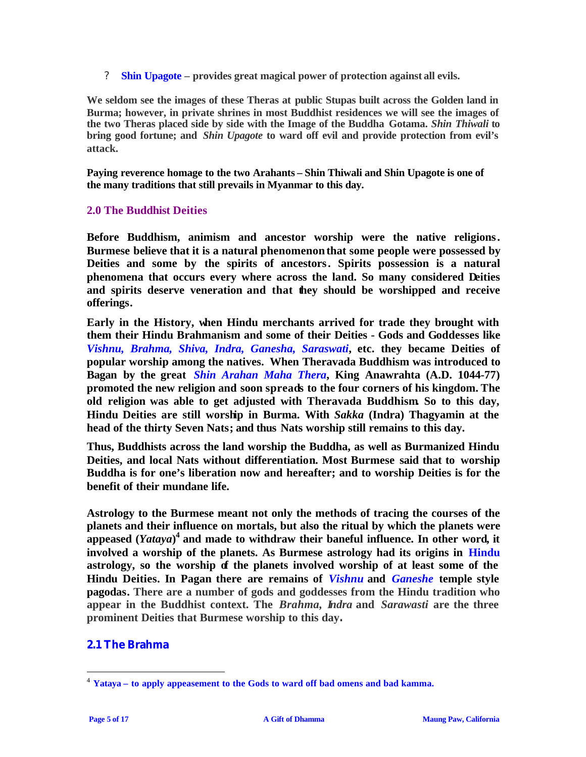- **Shin Upagote – provides great magical power of protection against all evils.**

**We seldom see the images of these Theras at public Stupas built across the Golden land in Burma; however, in private shrines in most Buddhist residences we will see the images of the two Theras placed side by side with the Image of the Buddha Gotama. *Shin Thiwali* to bring good fortune; and *Shin Upagote* to ward off evil and provide protection from evil's attack.**

**Paying reverence homage to the two Arahants – Shin Thiwali and Shin Upagote is one of the many traditions that still prevails in Myanmar to this day.**

## 2.0 The Buddhist Deities

**Before Buddhism, animism and ancestor worship were the native religions. Burmese believe that it is a natural phenomenon that some people were possessed by Deities and some by the spirits of ancestors. Spirits possession is a natural phenomena that occurs every where across the land. So many considered Deities and spirits deserve veneration and that they should be worshipped and receive offerings.**

**Early in the History, when Hindu merchants arrived for trade they brought with them their Hindu Brahmanism and some of their Deities - Gods and Goddesses like *Vishnu, Brahma, Shiva, Indra, Ganesha, Saraswati*, etc. they became Deities of popular worship among the natives. When Theravada Buddhism was introduced to Bagan by the great *Shin Arahan Maha Thera*, King Anawrahta (A.D. 1044-77) promoted the new religion and soon spreads to the four corners of his kingdom. The old religion was able to get adjusted with Theravada Buddhism. So to this day, Hindu Deities are still worship in Burma. With *Sakka* (Indra) Thagyamin at the head of the thirty Seven Nats; and thus Nats worship still remains to this day.**

**Thus, Buddhists across the land worship the Buddha, as well as Burmanized Hindu Deities, and local Nats without differentiation. Most Burmese said that to worship Buddha is for one's liberation now and hereafter; and to worship Deities is for the benefit of their mundane life.**

**Astrology to the Burmese meant not only the methods of tracing the courses of the planets and their influence on mortals, but also the ritual by which the planets were appeased (*Yataya*)[4] and made to withdraw their baneful influence. In other word, it involved a worship of the planets. As Burmese astrology had its origins in Hindu astrology, so the worship of the planets involved worship of at least some of the Hindu Deities. In Pagan there are remains of *Vishnu* and *Ganeshe* temple style pagodas. There are a number of gods and goddesses from the Hindu tradition who appear in the Buddhist context. The *Brahma, Indra* and *Sarawasti* are the three prominent Deities that Burmese worship to this day.**

### 2.1 The Brahma

---

[4] **Yataya – to apply appeasement to the Gods to ward off bad omens and bad kamma.**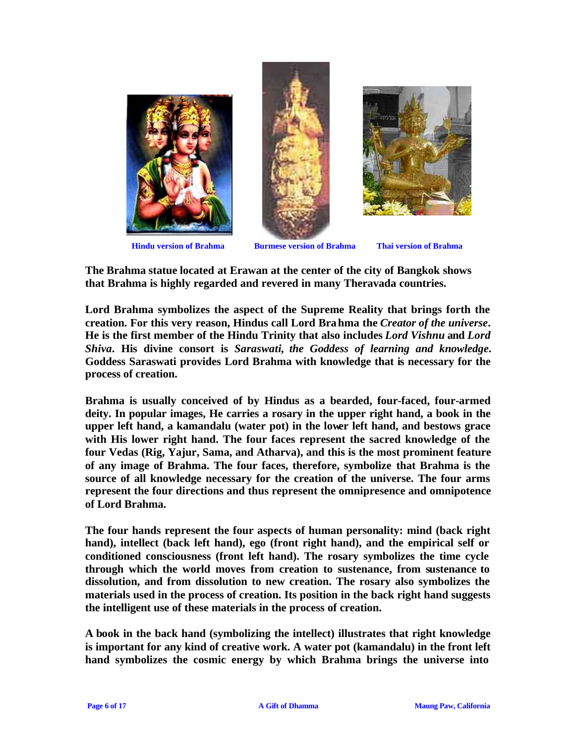Hindu version of Brahma Burmese version of Brahma Thai version of Brahma

**The Brahma statue located at Erawan at the center of the city of Bangkok shows that Brahma is highly regarded and revered in many Theravada countries.**

**Lord Brahma symbolizes the aspect of the Supreme Reality that brings forth the creation. For this very reason, Hindus call Lord Brahma the *Creator of the universe*. He is the first member of the Hindu Trinity that also includes *Lord Vishnu* and *Lord Shiva*. His divine consort is *Saraswati, the Goddess of learning and knowledge*. Goddess Saraswati provides Lord Brahma with knowledge that is necessary for the process of creation.**

**Brahma is usually conceived of by Hindus as a bearded, four-faced, four-armed deity. In popular images, He carries a rosary in the upper right hand, a book in the upper left hand, a kamandalu (water pot) in the lower left hand, and bestows grace with His lower right hand. The four faces represent the sacred knowledge of the four Vedas (Rig, Yajur, Sama, and Atharva), and this is the most prominent feature of any image of Brahma. The four faces, therefore, symbolize that Brahma is the source of all knowledge necessary for the creation of the universe. The four arms represent the four directions and thus represent the omnipresence and omnipotence of Lord Brahma.**

**The four hands represent the four aspects of human personality: mind (back right hand), intellect (back left hand), ego (front right hand), and the empirical self or conditioned consciousness (front left hand). The rosary symbolizes the time cycle through which the world moves from creation to sustenance, from sustenance to dissolution, and from dissolution to new creation. The rosary also symbolizes the materials used in the process of creation. Its position in the back right hand suggests the intelligent use of these materials in the process of creation.**

**A book in the back hand (symbolizing the intellect) illustrates that right knowledge is important for any kind of creative work. A water pot (kamandalu) in the front left hand symbolizes the cosmic energy by which Brahma brings the universe into**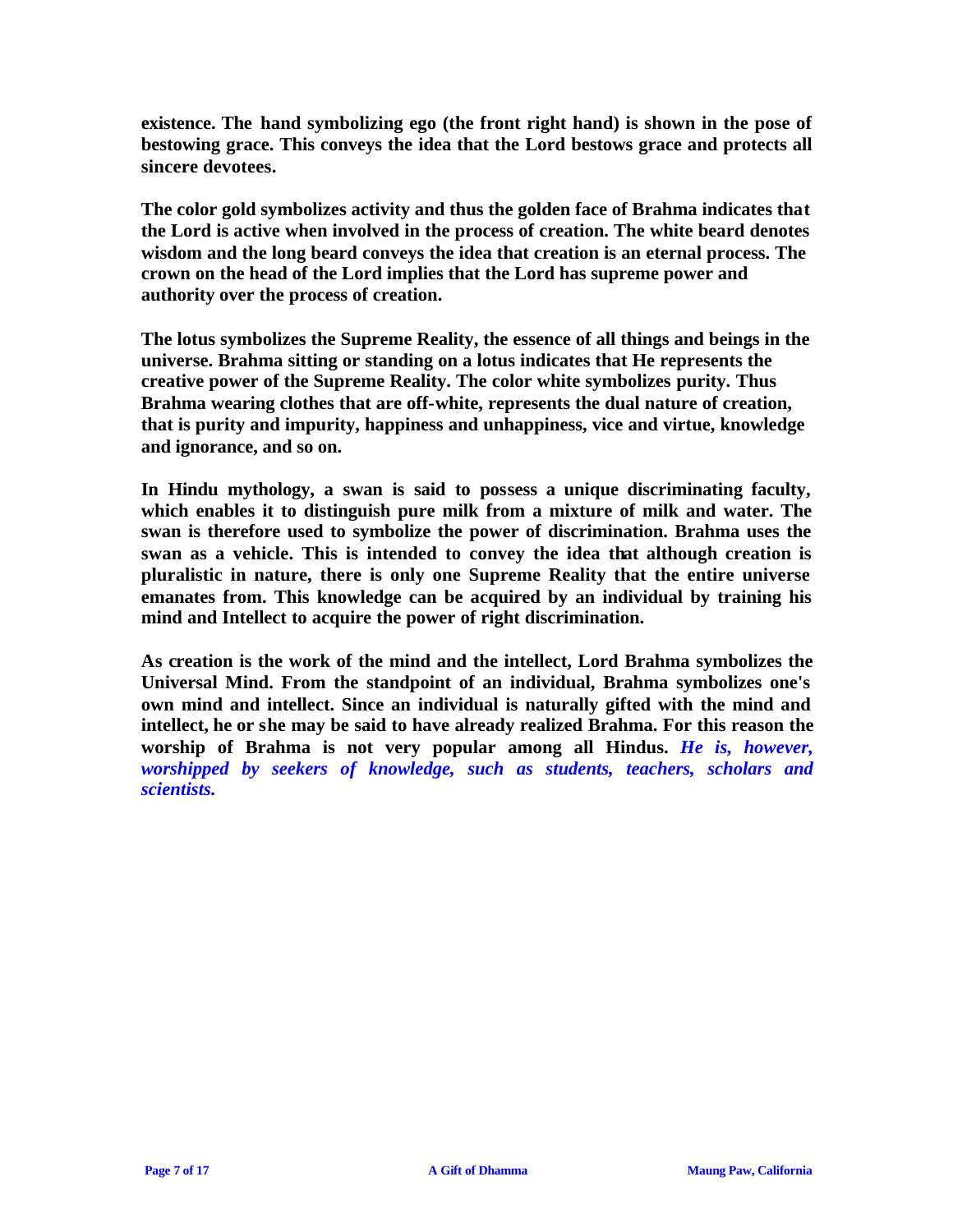**existence. The hand symbolizing ego (the front right hand) is shown in the pose of bestowing grace. This conveys the idea that the Lord bestows grace and protects all sincere devotees.**

**The color gold symbolizes activity and thus the golden face of Brahma indicates that the Lord is active when involved in the process of creation. The white beard denotes wisdom and the long beard conveys the idea that creation is an eternal process. The crown on the head of the Lord implies that the Lord has supreme power and authority over the process of creation.**

**The lotus symbolizes the Supreme Reality, the essence of all things and beings in the universe. Brahma sitting or standing on a lotus indicates that He represents the creative power of the Supreme Reality. The color white symbolizes purity. Thus Brahma wearing clothes that are off-white, represents the dual nature of creation, that is purity and impurity, happiness and unhappiness, vice and virtue, knowledge and ignorance, and so on.**

**In Hindu mythology, a swan is said to possess a unique discriminating faculty, which enables it to distinguish pure milk from a mixture of milk and water. The swan is therefore used to symbolize the power of discrimination. Brahma uses the swan as a vehicle. This is intended to convey the idea that although creation is pluralistic in nature, there is only one Supreme Reality that the entire universe emanates from. This knowledge can be acquired by an individual by training his mind and Intellect to acquire the power of right discrimination.**

**As creation is the work of the mind and the intellect, Lord Brahma symbolizes the Universal Mind. From the standpoint of an individual, Brahma symbolizes one's own mind and intellect. Since an individual is naturally gifted with the mind and intellect, he or she may be said to have already realized Brahma. For this reason the worship of Brahma is not very popular among all Hindus.** ***He is, however, worshipped by seekers of knowledge, such as students, teachers, scholars and scientists.***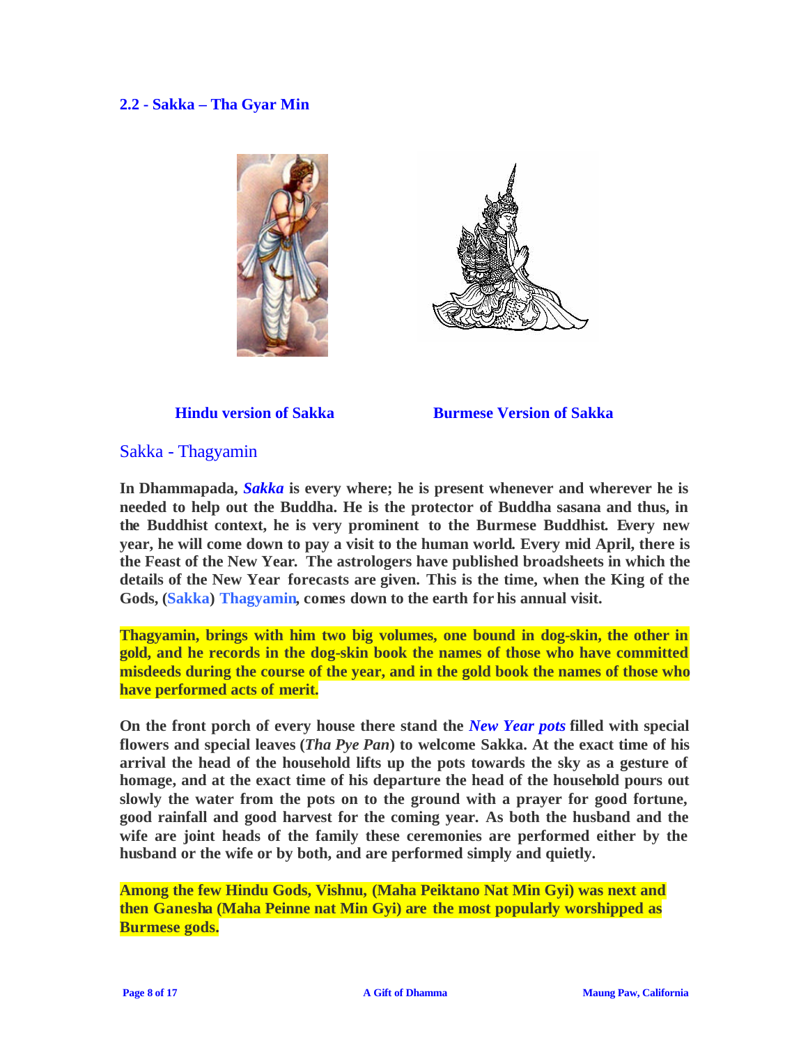## 2.2 - Sakka – Tha Gyar Min

**Hindu version of Sakka** **Burmese Version of Sakka**

### Sakka - Thagyamin

**In Dhammapada, *Sakka* is every where; he is present whenever and wherever he is needed to help out the Buddha. He is the protector of Buddha sasana and thus, in the Buddhist context, he is very prominent to the Burmese Buddhist. Every new year, he will come down to pay a visit to the human world. Every mid April, there is the Feast of the New Year. The astrologers have published broadsheets in which the details of the New Year forecasts are given. This is the time, when the King of the Gods, (Sakka) Thagyamin, comes down to the earth for his annual visit.**

**Thagyamin, brings with him two big volumes, one bound in dog-skin, the other in gold, and he records in the dog-skin book the names of those who have committed misdeeds during the course of the year, and in the gold book the names of those who have performed acts of merit.**

**On the front porch of every house there stand the *New Year pots* filled with special flowers and special leaves (*Tha Pye Pan*) to welcome Sakka. At the exact time of his arrival the head of the household lifts up the pots towards the sky as a gesture of homage, and at the exact time of his departure the head of the household pours out slowly the water from the pots on to the ground with a prayer for good fortune, good rainfall and good harvest for the coming year. As both the husband and the wife are joint heads of the family these ceremonies are performed either by the husband or the wife or by both, and are performed simply and quietly.**

**Among the few Hindu Gods, Vishnu, (Maha Peiktano Nat Min Gyi) was next and then Ganesha (Maha Peinne nat Min Gyi) are the most popularly worshipped as Burmese gods.**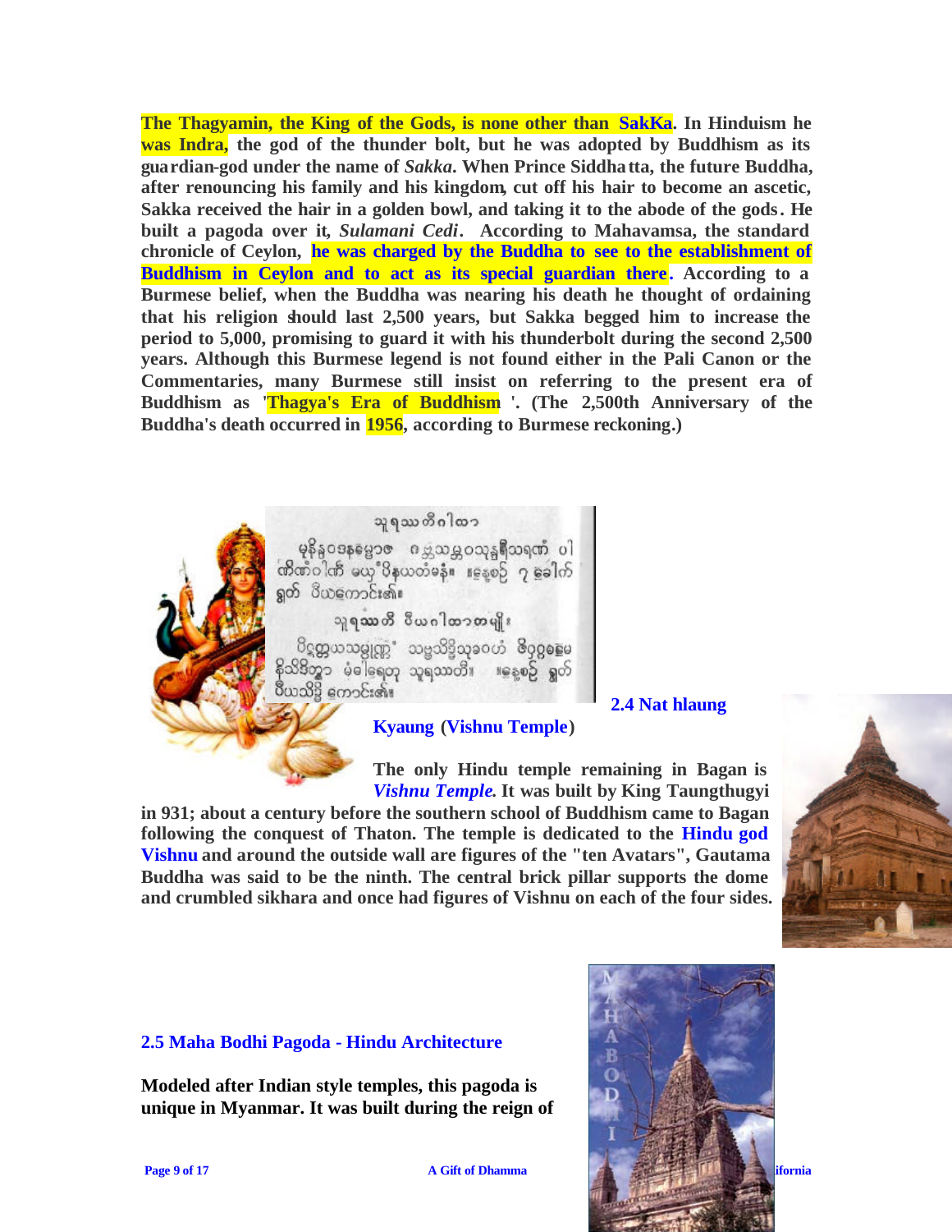The Thagyamin, the King of the Gods, is none other than SakKa. In Hinduism he was Indra, the god of the thunder bolt, but he was adopted by Buddhism as its guardian-god under the name of *Sakka*. When Prince Siddhatta, the future Buddha, after renouncing his family and his kingdom, cut off his hair to become an ascetic, Sakka received the hair in a golden bowl, and taking it to the abode of the gods. He built a pagoda over it, *Sulamani Cedi*. According to Mahavamsa, the standard chronicle of Ceylon, he was charged by the Buddha to see to the establishment of Buddhism in Ceylon and to act as its special guardian there. According to a Burmese belief, when the Buddha was nearing his death he thought of ordaining that his religion should last 2,500 years, but Sakka begged him to increase the period to 5,000, promising to guard it with his thunderbolt during the second 2,500 years. Although this Burmese legend is not found either in the Pali Canon or the Commentaries, many Burmese still insist on referring to the present era of Buddhism as 'Thagya's Era of Buddhism '. (The 2,500th Anniversary of the Buddha's death occurred in 1956, according to Burmese reckoning.)

## 2.4 Nat hlaung Kyaung (Vishnu Temple)

The only Hindu temple remaining in Bagan is *Vishnu Temple*. It was built by King Taungthugyi in 931; about a century before the southern school of Buddhism came to Bagan following the conquest of Thaton. The temple is dedicated to the Hindu god Vishnu and around the outside wall are figures of the "ten Avatars", Gautama Buddha was said to be the ninth. The central brick pillar supports the dome and crumbled sikhara and once had figures of Vishnu on each of the four sides.

## 2.5 Maha Bodhi Pagoda - Hindu Architecture

Modeled after Indian style temples, this pagoda is unique in Myanmar. It was built during the reign of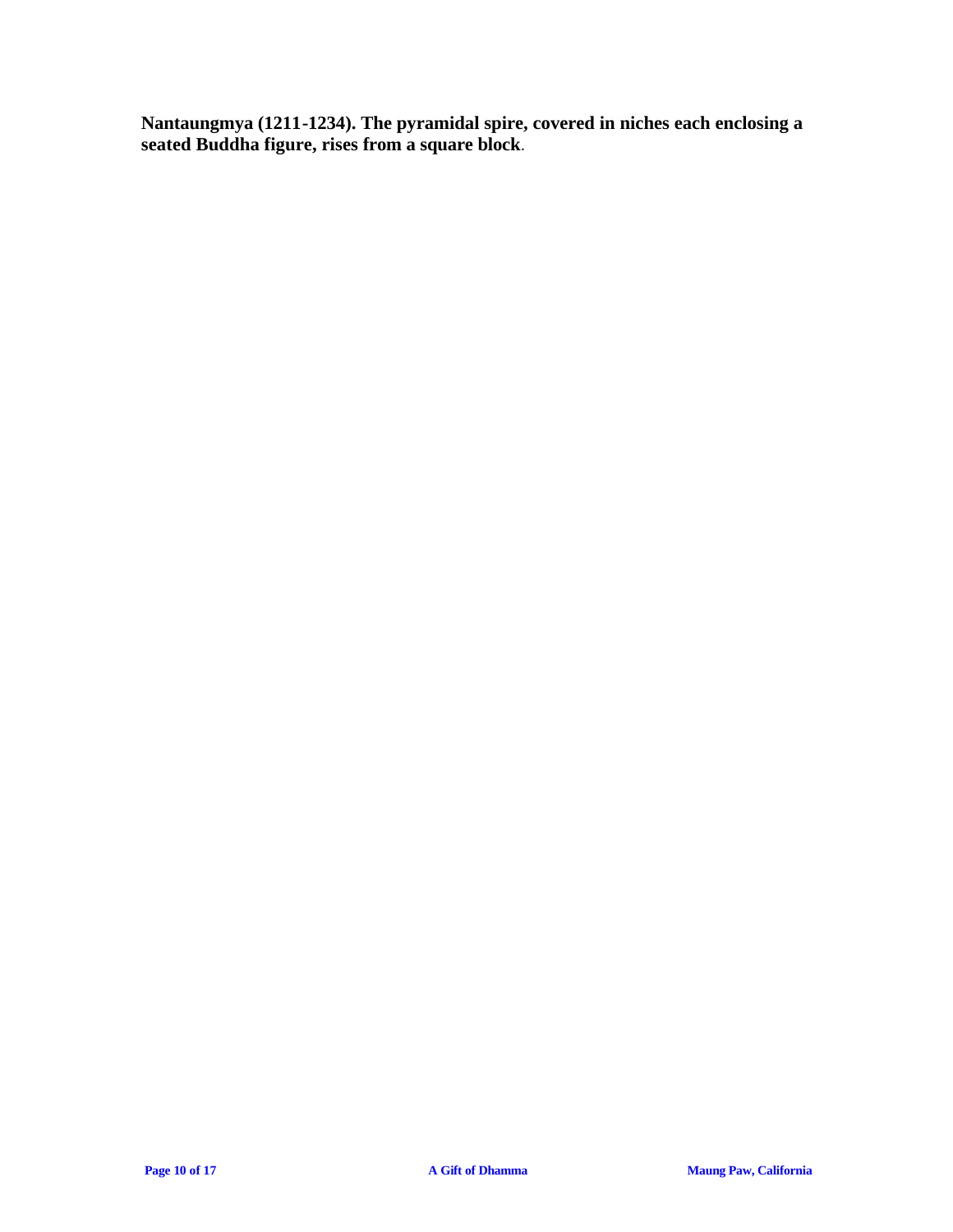**Nantaungmya (1211-1234). The pyramidal spire, covered in niches each enclosing a seated Buddha figure, rises from a square block**.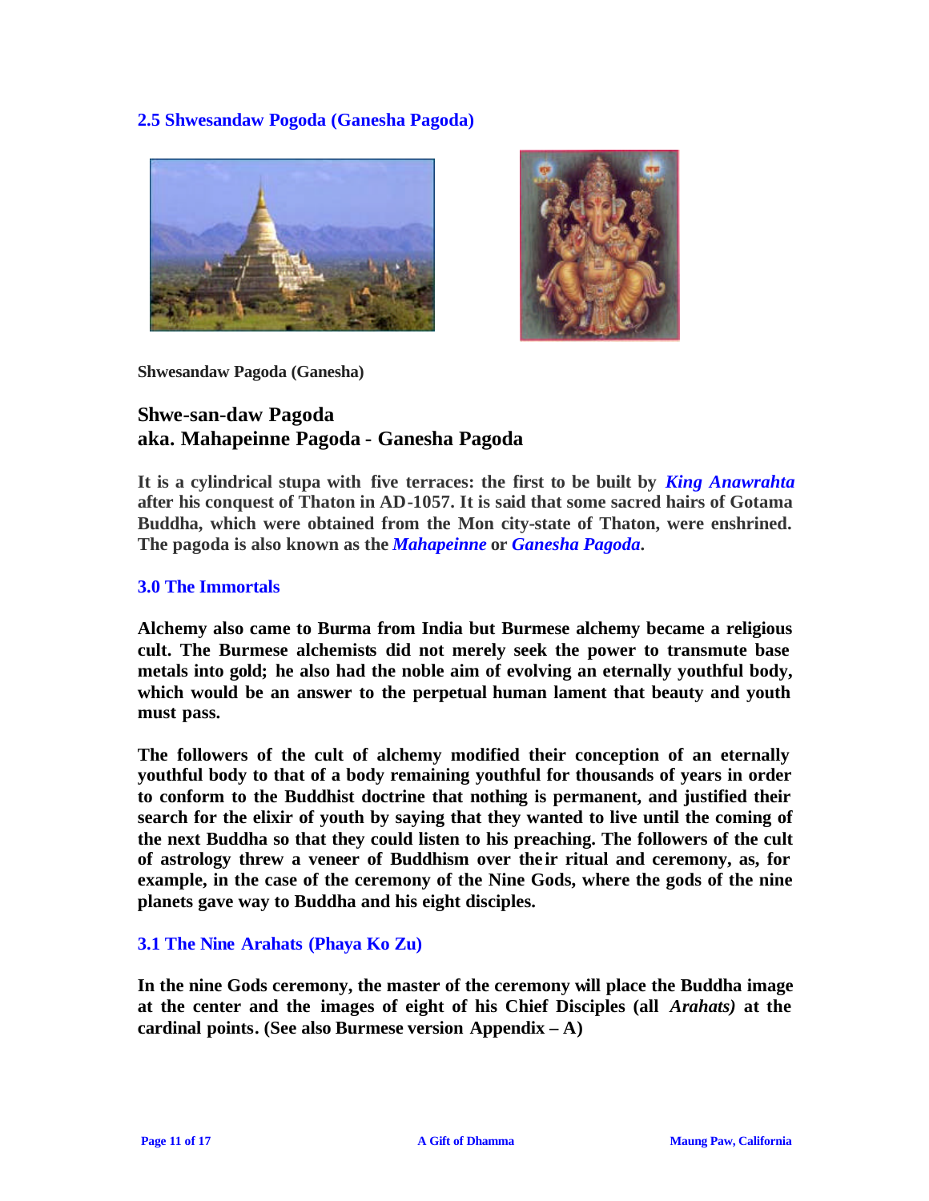## 2.5 Shwesandaw Pogoda (Ganesha Pagoda)

**Shwesandaw Pagoda (Ganesha)**

### Shwe-san-daw Pagoda
### aka. Mahapeinne Pagoda - Ganesha Pagoda

**It is a cylindrical stupa with five terraces: the first to be built by *King Anawrahta* after his conquest of Thaton in AD-1057. It is said that some sacred hairs of Gotama Buddha, which were obtained from the Mon city-state of Thaton, were enshrined. The pagoda is also known as the *Mahapeinne* or *Ganesha Pagoda*.**

## 3.0 The Immortals

**Alchemy also came to Burma from India but Burmese alchemy became a religious cult. The Burmese alchemists did not merely seek the power to transmute base metals into gold; he also had the noble aim of evolving an eternally youthful body, which would be an answer to the perpetual human lament that beauty and youth must pass.**

**The followers of the cult of alchemy modified their conception of an eternally youthful body to that of a body remaining youthful for thousands of years in order to conform to the Buddhist doctrine that nothing is permanent, and justified their search for the elixir of youth by saying that they wanted to live until the coming of the next Buddha so that they could listen to his preaching. The followers of the cult of astrology threw a veneer of Buddhism over their ritual and ceremony, as, for example, in the case of the ceremony of the Nine Gods, where the gods of the nine planets gave way to Buddha and his eight disciples.**

## 3.1 The Nine Arahats (Phaya Ko Zu)

**In the nine Gods ceremony, the master of the ceremony will place the Buddha image at the center and the images of eight of his Chief Disciples (all *Arahats)* at the cardinal points. (See also Burmese version Appendix – A)**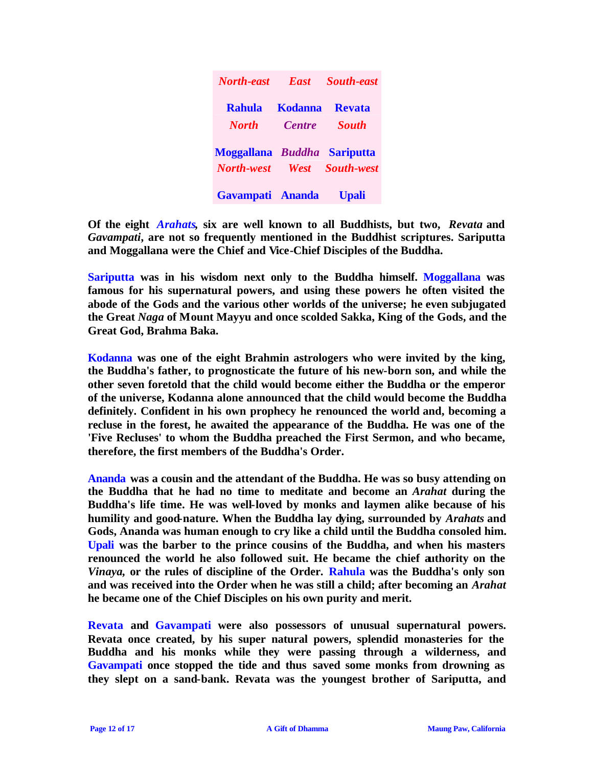| | | |
|---|---|---|
| *North-east* | *East* | *South-east* |
| **Rahula** | **Kodanna** | **Revata** |
| *North* | *Centre* | *South* |
| **Moggallana** | ***Buddha*** | **Sariputta** |
| *North-west* | *West* | *South-west* |
| **Gavampati** | **Ananda** | **Upali** |

**Of the eight *Arahats*, six are well known to all Buddhists, but two, *Revata* and *Gavampati*, are not so frequently mentioned in the Buddhist scriptures. Sariputta and Moggallana were the Chief and Vice-Chief Disciples of the Buddha.**

**Sariputta was in his wisdom next only to the Buddha himself. Moggallana was famous for his supernatural powers, and using these powers he often visited the abode of the Gods and the various other worlds of the universe; he even subjugated the Great *Naga* of Mount Mayyu and once scolded Sakka, King of the Gods, and the Great God, Brahma Baka.**

**Kodanna was one of the eight Brahmin astrologers who were invited by the king, the Buddha's father, to prognosticate the future of his new-born son, and while the other seven foretold that the child would become either the Buddha or the emperor of the universe, Kodanna alone announced that the child would become the Buddha definitely. Confident in his own prophecy he renounced the world and, becoming a recluse in the forest, he awaited the appearance of the Buddha. He was one of the 'Five Recluses' to whom the Buddha preached the First Sermon, and who became, therefore, the first members of the Buddha's Order.**

**Ananda was a cousin and the attendant of the Buddha. He was so busy attending on the Buddha that he had no time to meditate and become an *Arahat* during the Buddha's life time. He was well-loved by monks and laymen alike because of his humility and good-nature. When the Buddha lay dying, surrounded by *Arahats* and Gods, Ananda was human enough to cry like a child until the Buddha consoled him. Upali was the barber to the prince cousins of the Buddha, and when his masters renounced the world he also followed suit. He became the chief authority on the *Vinaya*, or the rules of discipline of the Order. Rahula was the Buddha's only son and was received into the Order when he was still a child; after becoming an *Arahat* he became one of the Chief Disciples on his own purity and merit.**

**Revata and Gavampati were also possessors of unusual supernatural powers. Revata once created, by his super natural powers, splendid monasteries for the Buddha and his monks while they were passing through a wilderness, and Gavampati once stopped the tide and thus saved some monks from drowning as they slept on a sand-bank. Revata was the youngest brother of Sariputta, and**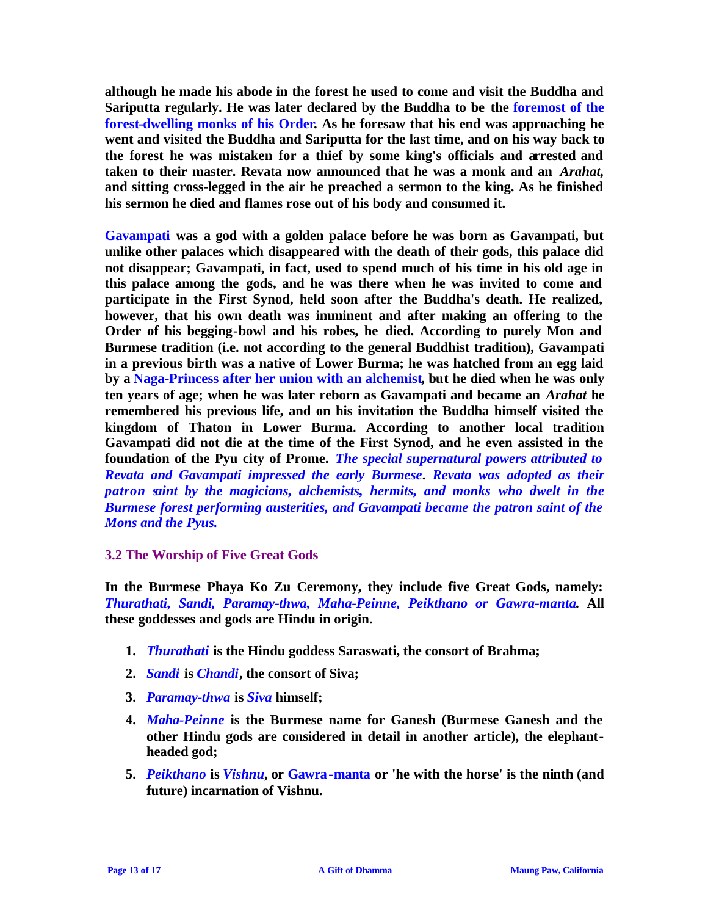**although he made his abode in the forest he used to come and visit the Buddha and Sariputta regularly. He was later declared by the Buddha to be the foremost of the forest-dwelling monks of his Order. As he foresaw that his end was approaching he went and visited the Buddha and Sariputta for the last time, and on his way back to the forest he was mistaken for a thief by some king's officials and arrested and taken to their master. Revata now announced that he was a monk and an *Arahat,* and sitting cross-legged in the air he preached a sermon to the king. As he finished his sermon he died and flames rose out of his body and consumed it.**

**Gavampati was a god with a golden palace before he was born as Gavampati, but unlike other palaces which disappeared with the death of their gods, this palace did not disappear; Gavampati, in fact, used to spend much of his time in his old age in this palace among the gods, and he was there when he was invited to come and participate in the First Synod, held soon after the Buddha's death. He realized, however, that his own death was imminent and after making an offering to the Order of his begging-bowl and his robes, he died. According to purely Mon and Burmese tradition (i.e. not according to the general Buddhist tradition), Gavampati in a previous birth was a native of Lower Burma; he was hatched from an egg laid by a Naga-Princess after her union with an alchemist, but he died when he was only ten years of age; when he was later reborn as Gavampati and became an *Arahat* he remembered his previous life, and on his invitation the Buddha himself visited the kingdom of Thaton in Lower Burma. According to another local tradition Gavampati did not die at the time of the First Synod, and he even assisted in the foundation of the Pyu city of Prome. *The special supernatural powers attributed to Revata and Gavampati impressed the early Burmese. Revata was adopted as their patron saint by the magicians, alchemists, hermits, and monks who dwelt in the Burmese forest performing austerities, and Gavampati became the patron saint of the Mons and the Pyus.***

### 3.2 The Worship of Five Great Gods

**In the Burmese Phaya Ko Zu Ceremony, they include five Great Gods, namely: *Thurathati, Sandi, Paramay-thwa, Maha-Peinne, Peikthano or Gawra-manta.* All these goddesses and gods are Hindu in origin.**

1. ***Thurathati* is the Hindu goddess Saraswati, the consort of Brahma;**
2. ***Sandi* is *Chandi*, the consort of Siva;**
3. ***Paramay-thwa* is *Siva* himself;**
4. ***Maha-Peinne* is the Burmese name for Ganesh (Burmese Ganesh and the other Hindu gods are considered in detail in another article), the elephant-headed god;**
5. ***Peikthano* is *Vishnu*, or Gawra-manta or 'he with the horse' is the ninth (and future) incarnation of Vishnu.**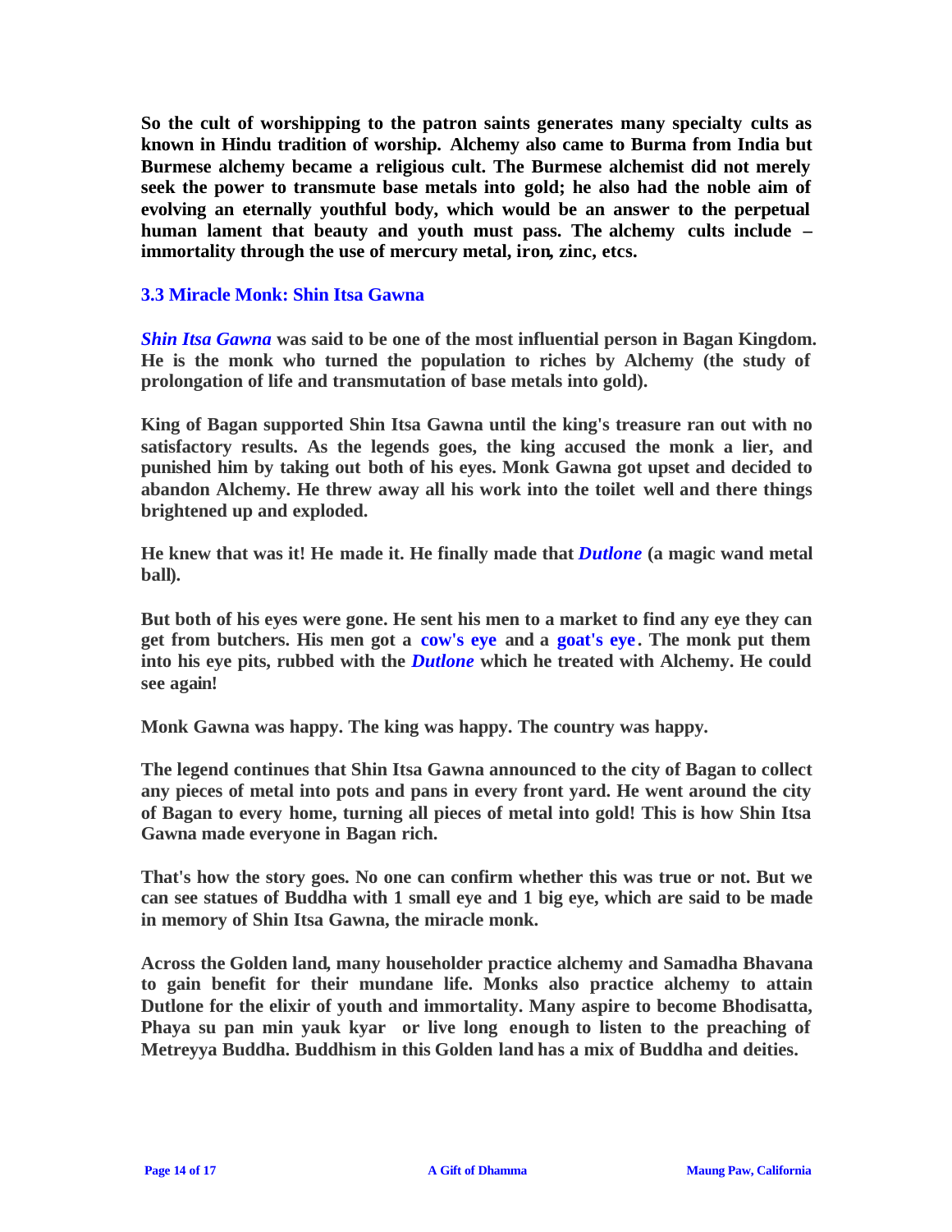**So the cult of worshipping to the patron saints generates many specialty cults as known in Hindu tradition of worship. Alchemy also came to Burma from India but Burmese alchemy became a religious cult. The Burmese alchemist did not merely seek the power to transmute base metals into gold; he also had the noble aim of evolving an eternally youthful body, which would be an answer to the perpetual human lament that beauty and youth must pass. The alchemy cults include – immortality through the use of mercury metal, iron, zinc, etcs.**

### 3.3 Miracle Monk: Shin Itsa Gawna

***Shin Itsa Gawna*** **was said to be one of the most influential person in Bagan Kingdom. He is the monk who turned the population to riches by Alchemy (the study of prolongation of life and transmutation of base metals into gold).**

**King of Bagan supported Shin Itsa Gawna until the king's treasure ran out with no satisfactory results. As the legends goes, the king accused the monk a lier, and punished him by taking out both of his eyes. Monk Gawna got upset and decided to abandon Alchemy. He threw away all his work into the toilet well and there things brightened up and exploded.**

**He knew that was it! He made it. He finally made that** ***Dutlone*** **(a magic wand metal ball).**

**But both of his eyes were gone. He sent his men to a market to find any eye they can get from butchers. His men got a cow's eye and a goat's eye. The monk put them into his eye pits, rubbed with the** ***Dutlone*** **which he treated with Alchemy. He could see again!**

**Monk Gawna was happy. The king was happy. The country was happy.**

**The legend continues that Shin Itsa Gawna announced to the city of Bagan to collect any pieces of metal into pots and pans in every front yard. He went around the city of Bagan to every home, turning all pieces of metal into gold! This is how Shin Itsa Gawna made everyone in Bagan rich.**

**That's how the story goes. No one can confirm whether this was true or not. But we can see statues of Buddha with 1 small eye and 1 big eye, which are said to be made in memory of Shin Itsa Gawna, the miracle monk.**

**Across the Golden land, many householder practice alchemy and Samadha Bhavana to gain benefit for their mundane life. Monks also practice alchemy to attain Dutlone for the elixir of youth and immortality. Many aspire to become Bhodisatta, Phaya su pan min yauk kyar or live long enough to listen to the preaching of Metreyya Buddha. Buddhism in this Golden land has a mix of Buddha and deities.**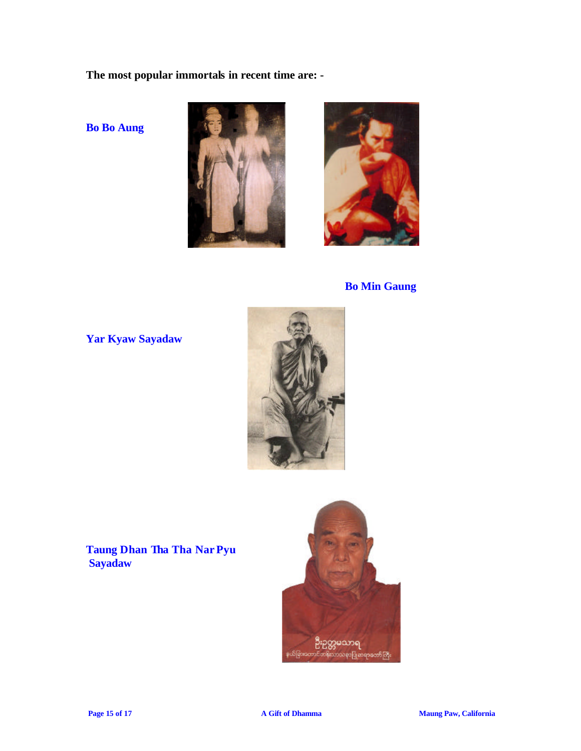**The most popular immortals in recent time are: -**

**Bo Bo Aung**

**Bo Min Gaung**

**Yar Kyaw Sayadaw**

**Taung Dhan Tha Tha Nar Pyu Sayadaw**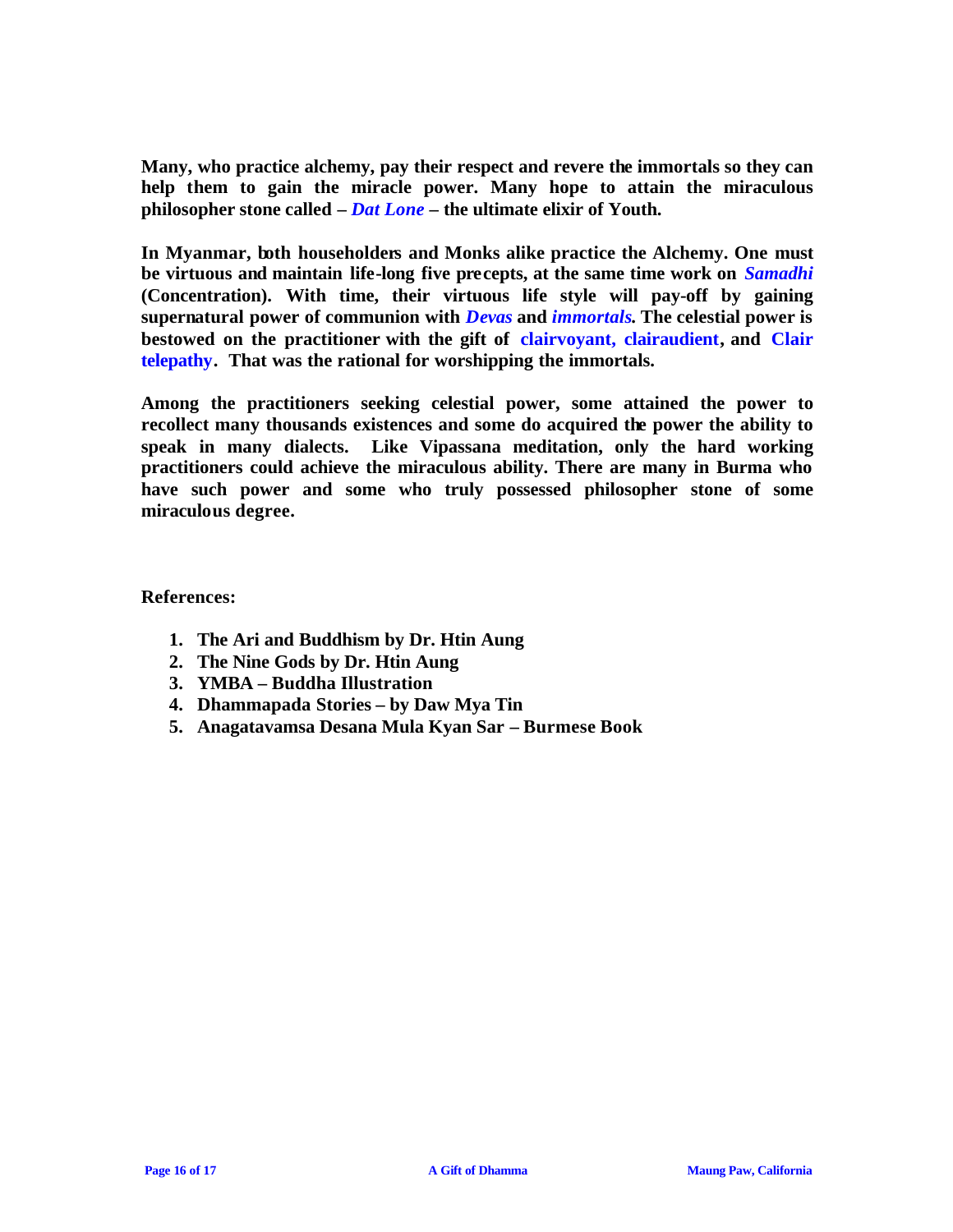**Many, who practice alchemy, pay their respect and revere the immortals so they can help them to gain the miracle power. Many hope to attain the miraculous philosopher stone called – *Dat Lone* – the ultimate elixir of Youth.**

**In Myanmar, both householders and Monks alike practice the Alchemy. One must be virtuous and maintain life-long five precepts, at the same time work on *Samadhi* (Concentration). With time, their virtuous life style will pay-off by gaining supernatural power of communion with *Devas* and *immortals*. The celestial power is bestowed on the practitioner with the gift of clairvoyant, clairaudient, and Clair telepathy. That was the rational for worshipping the immortals.**

**Among the practitioners seeking celestial power, some attained the power to recollect many thousands existences and some do acquired the power the ability to speak in many dialects. Like Vipassana meditation, only the hard working practitioners could achieve the miraculous ability. There are many in Burma who have such power and some who truly possessed philosopher stone of some miraculous degree.**

**References:**

1. **The Ari and Buddhism by Dr. Htin Aung**
2. **The Nine Gods by Dr. Htin Aung**
3. **YMBA – Buddha Illustration**
4. **Dhammapada Stories – by Daw Mya Tin**
5. **Anagatavamsa Desana Mula Kyan Sar – Burmese Book**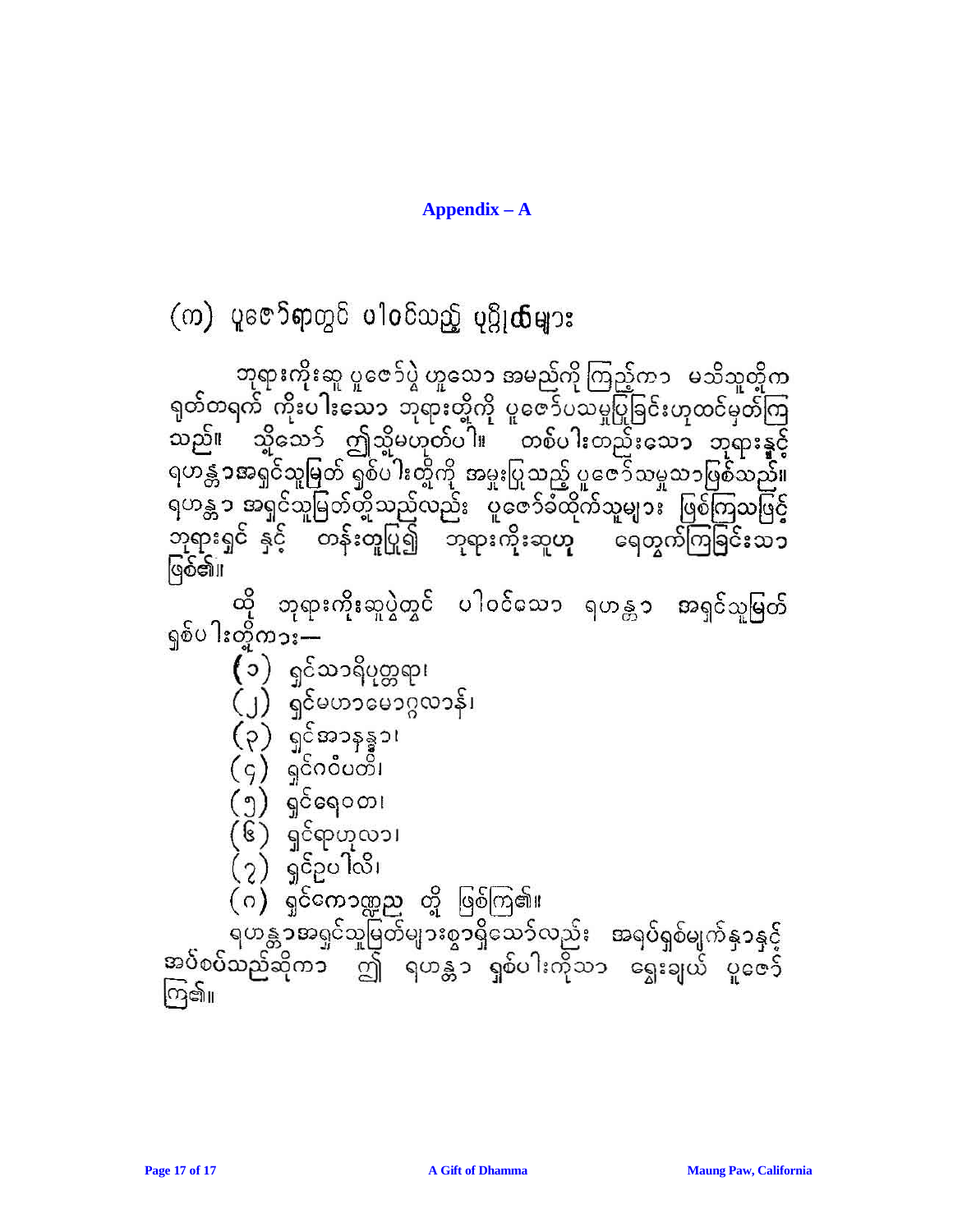# Appendix – A

## (က) ပူဇော်ရာတွင် ပါဝင်သည့် ပုဂ္ဂိုလ်များ

ဘုရားကိုးဆူ ပူဇော်ပွဲ ဟူသော အမည်ကို ကြည့်က၁ မသိသူတို့က ရုတ်တရက် ကိုးပါးသော ဘုရားတို့ကို ပူဇော်ပသမှုပြုခြင်းဟုထင်မှတ်ကြသည်။ သို့သော် ဤသို့မဟုတ်ပါ။ တစ်ပါးတည်းသော ဘုရားနှင့် ရဟန္တာအရှင်သူမြတ် ရှစ်ပါးတို့ကို အမှူးပြုသည့် ပူဇော်သမှုသာဖြစ်သည်။ ရဟန္တာ အရှင်သူမြတ်တို့သည်လည်း ပူဇော်ခံထိုက်သူများ ဖြစ်ကြသဖြင့် ဘုရားရှင် နှင့် တန်းတူပြု၍ ဘုရားကိုးဆူဟု ရေတွက်ကြခြင်းသာ ဖြစ်၏။

ထို ဘုရားကိုးဆူပွဲတွင် ပါဝင်သော ရဟန္တာ အရှင်သူမြတ် ရှစ်ပါးတို့ကား—

(၁) ရှင်သာရိပုတ္တရာ၊
(၂) ရှင်မဟာမောဂ္ဂလာန်၊
(၃) ရှင်အာနန္ဒာ၊
(၄) ရှင်ဂဝံပတိ၊
(၅) ရှင်ရေဝတ၊
(၆) ရှင်ရာဟုလာ၊
(၇) ရှင်ဥပါလိ၊
(၈) ရှင်ကောဏ္ဍည တို့ ဖြစ်ကြ၏။

ရဟန္တာအရှင်သူမြတ်များစွာရှိသော်လည်း အရပ်ရှစ်မျက်နှာနှင့် အပ်စပ်သည်ဆိုက၁ ဤ ရဟန္တာ ရှစ်ပါးကိုသာ ရွေးချယ် ပူဇော်ကြ၏။